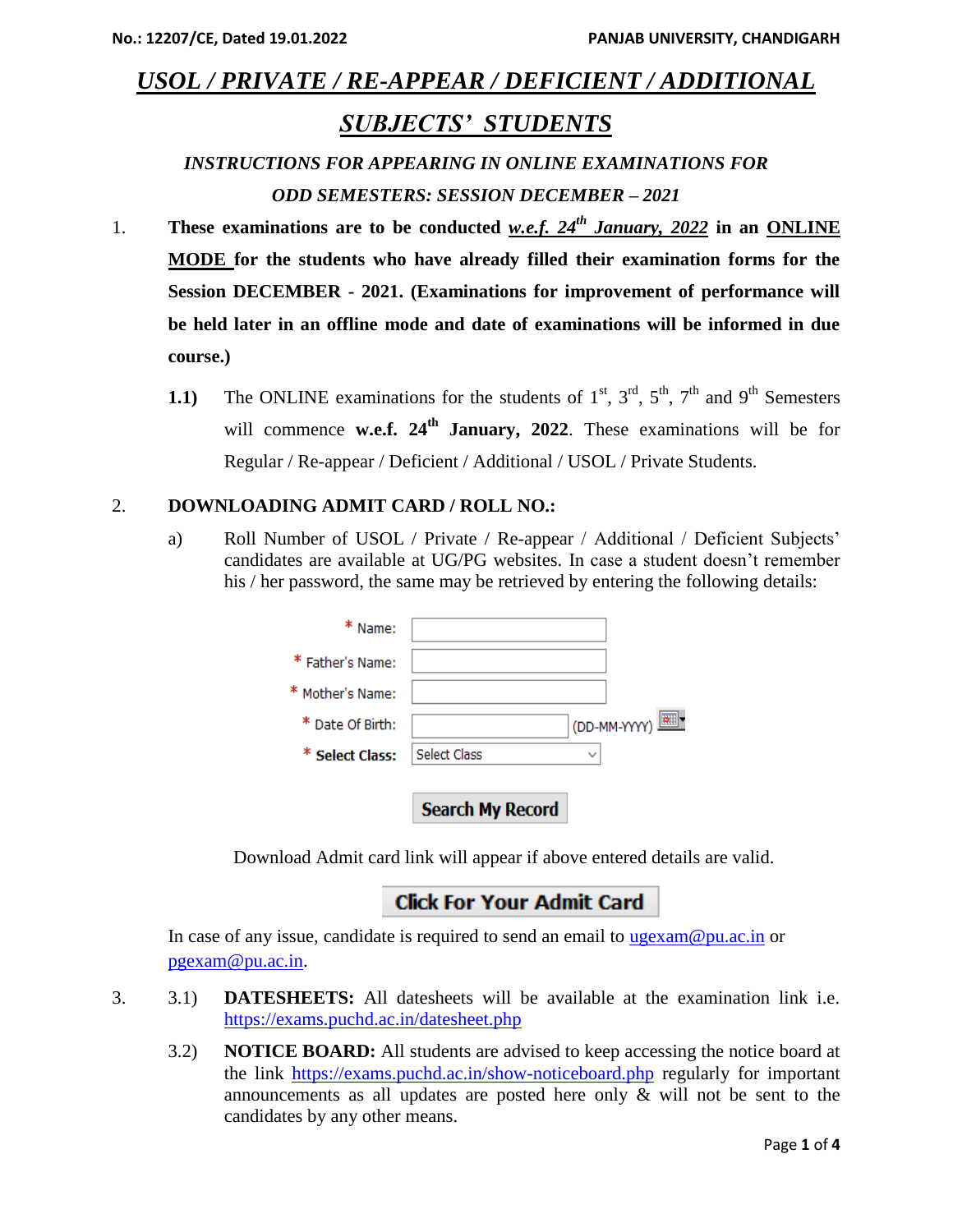No.: 12207/CE, Dated 19.01.2022 PANJAB UNIVERSITY, CHANDIGARH

# *USOL / PRIVATE / RE-APPEAR / DEFICIENT / ADDITIONAL SUBJECTS' STUDENTS*

## *INSTRUCTIONS FOR APPEARING IN ONLINE EXAMINATIONS FOR ODD SEMESTERS: SESSION DECEMBER – 2021*

1. **These examinations are to be conducted *w.e.f. 24th January, 2022* in an ONLINE MODE for the students who have already filled their examination forms for the Session DECEMBER - 2021. (Examinations for improvement of performance will be held later in an offline mode and date of examinations will be informed in due course.)**

   **1.1)** The ONLINE examinations for the students of 1st, 3rd, 5th, 7th and 9th Semesters will commence **w.e.f. 24th January, 2022**. These examinations will be for Regular / Re-appear / Deficient / Additional / USOL / Private Students.

2. **DOWNLOADING ADMIT CARD / ROLL NO.:**

   a) Roll Number of USOL / Private / Re-appear / Additional / Deficient Subjects' candidates are available at UG/PG websites. In case a student doesn't remember his / her password, the same may be retrieved by entering the following details:

   * Name:
   * Father's Name:
   * Mother's Name:
   * Date Of Birth: (DD-MM-YYYY)
   * **Select Class:** Select Class

   **Search My Record**

   Download Admit card link will appear if above entered details are valid.

   **Click For Your Admit Card**

   In case of any issue, candidate is required to send an email to ugexam@pu.ac.in or pgexam@pu.ac.in.

3. 3.1) **DATESHEETS:** All datesheets will be available at the examination link i.e. https://exams.puchd.ac.in/datesheet.php

   3.2) **NOTICE BOARD:** All students are advised to keep accessing the notice board at the link https://exams.puchd.ac.in/show-noticeboard.php regularly for important announcements as all updates are posted here only & will not be sent to the candidates by any other means.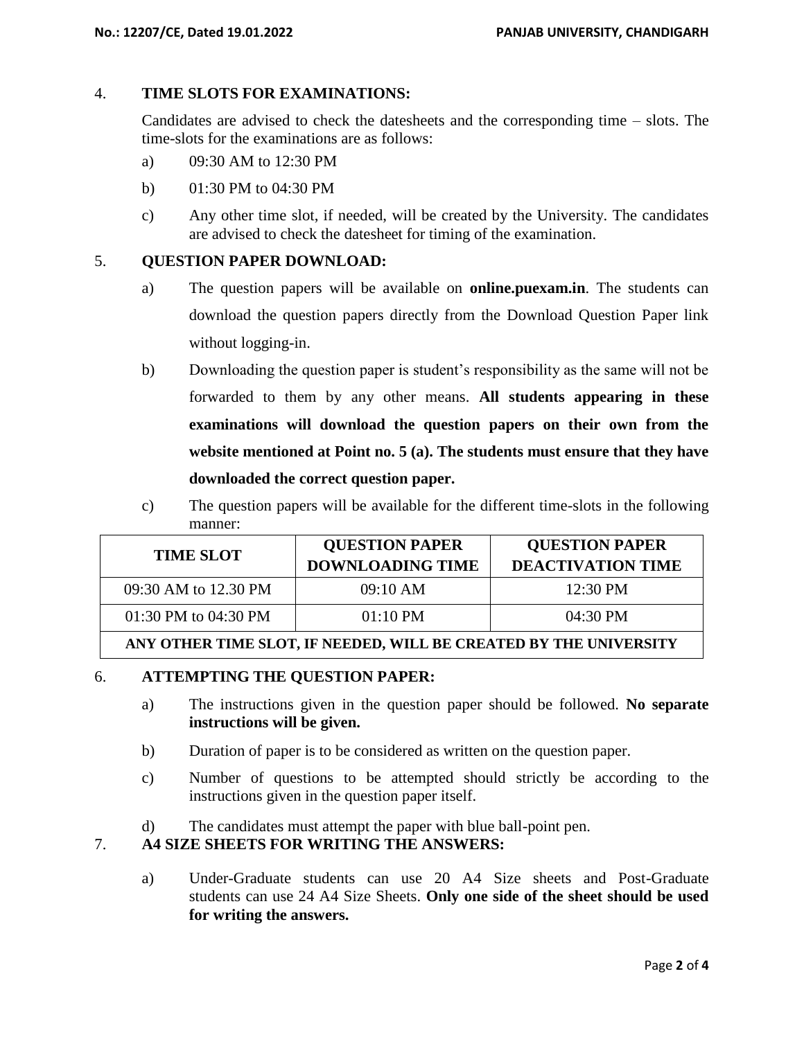4. **TIME SLOTS FOR EXAMINATIONS:**

Candidates are advised to check the datesheets and the corresponding time – slots. The time-slots for the examinations are as follows:

a) 09:30 AM to 12:30 PM

b) 01:30 PM to 04:30 PM

c) Any other time slot, if needed, will be created by the University. The candidates are advised to check the datesheet for timing of the examination.

5. **QUESTION PAPER DOWNLOAD:**

a) The question papers will be available on **online.puexam.in**. The students can download the question papers directly from the Download Question Paper link without logging-in.

b) Downloading the question paper is student's responsibility as the same will not be forwarded to them by any other means. **All students appearing in these examinations will download the question papers on their own from the website mentioned at Point no. 5 (a). The students must ensure that they have downloaded the correct question paper.**

c) The question papers will be available for the different time-slots in the following manner:

| TIME SLOT | QUESTION PAPER DOWNLOADING TIME | QUESTION PAPER DEACTIVATION TIME |
|---|---|---|
| 09:30 AM to 12.30 PM | 09:10 AM | 12:30 PM |
| 01:30 PM to 04:30 PM | 01:10 PM | 04:30 PM |
| **ANY OTHER TIME SLOT, IF NEEDED, WILL BE CREATED BY THE UNIVERSITY** | | |

6. **ATTEMPTING THE QUESTION PAPER:**

a) The instructions given in the question paper should be followed. **No separate instructions will be given.**

b) Duration of paper is to be considered as written on the question paper.

c) Number of questions to be attempted should strictly be according to the instructions given in the question paper itself.

d) The candidates must attempt the paper with blue ball-point pen.

7. **A4 SIZE SHEETS FOR WRITING THE ANSWERS:**

a) Under-Graduate students can use 20 A4 Size sheets and Post-Graduate students can use 24 A4 Size Sheets. **Only one side of the sheet should be used for writing the answers.**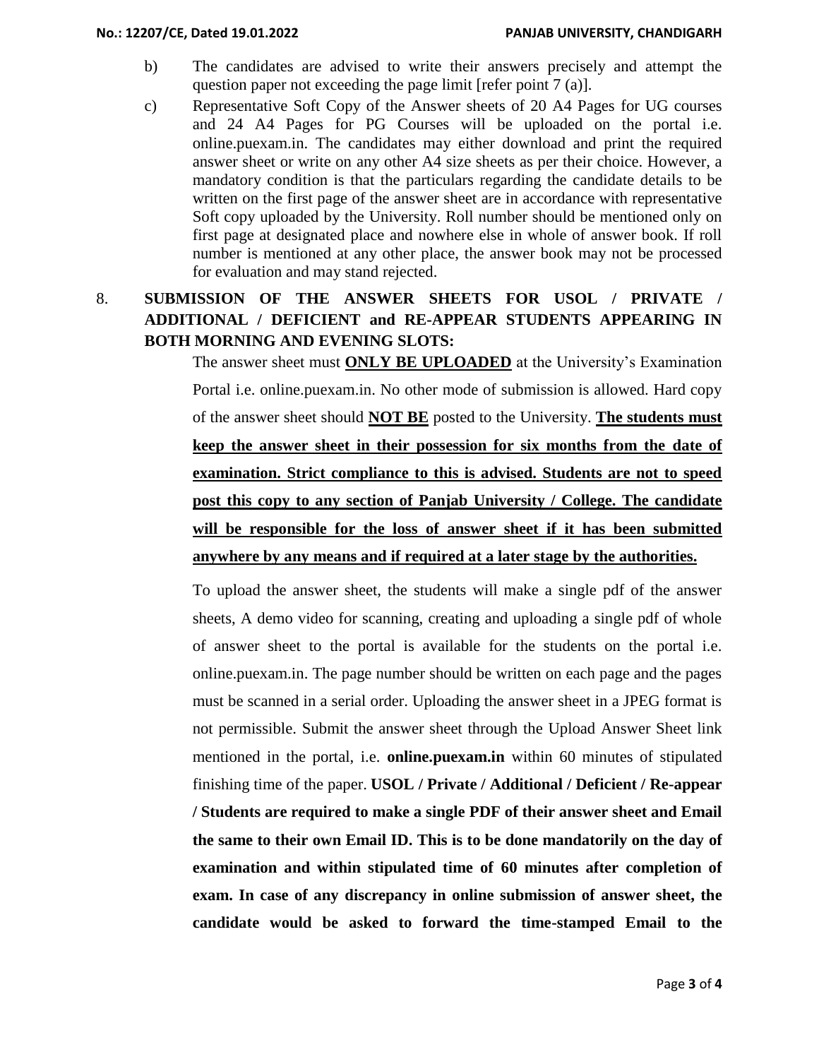b) The candidates are advised to write their answers precisely and attempt the question paper not exceeding the page limit [refer point 7 (a)].

c) Representative Soft Copy of the Answer sheets of 20 A4 Pages for UG courses and 24 A4 Pages for PG Courses will be uploaded on the portal i.e. online.puexam.in. The candidates may either download and print the required answer sheet or write on any other A4 size sheets as per their choice. However, a mandatory condition is that the particulars regarding the candidate details to be written on the first page of the answer sheet are in accordance with representative Soft copy uploaded by the University. Roll number should be mentioned only on first page at designated place and nowhere else in whole of answer book. If roll number is mentioned at any other place, the answer book may not be processed for evaluation and may stand rejected.

8. **SUBMISSION OF THE ANSWER SHEETS FOR USOL / PRIVATE / ADDITIONAL / DEFICIENT and RE-APPEAR STUDENTS APPEARING IN BOTH MORNING AND EVENING SLOTS:**

The answer sheet must **ONLY BE UPLOADED** at the University's Examination Portal i.e. online.puexam.in. No other mode of submission is allowed. Hard copy of the answer sheet should **NOT BE** posted to the University. **The students must keep the answer sheet in their possession for six months from the date of examination. Strict compliance to this is advised. Students are not to speed post this copy to any section of Panjab University / College. The candidate will be responsible for the loss of answer sheet if it has been submitted anywhere by any means and if required at a later stage by the authorities.**

To upload the answer sheet, the students will make a single pdf of the answer sheets, A demo video for scanning, creating and uploading a single pdf of whole of answer sheet to the portal is available for the students on the portal i.e. online.puexam.in. The page number should be written on each page and the pages must be scanned in a serial order. Uploading the answer sheet in a JPEG format is not permissible. Submit the answer sheet through the Upload Answer Sheet link mentioned in the portal, i.e. **online.puexam.in** within 60 minutes of stipulated finishing time of the paper. **USOL / Private / Additional / Deficient / Re-appear / Students are required to make a single PDF of their answer sheet and Email the same to their own Email ID. This is to be done mandatorily on the day of examination and within stipulated time of 60 minutes after completion of exam. In case of any discrepancy in online submission of answer sheet, the candidate would be asked to forward the time-stamped Email to the**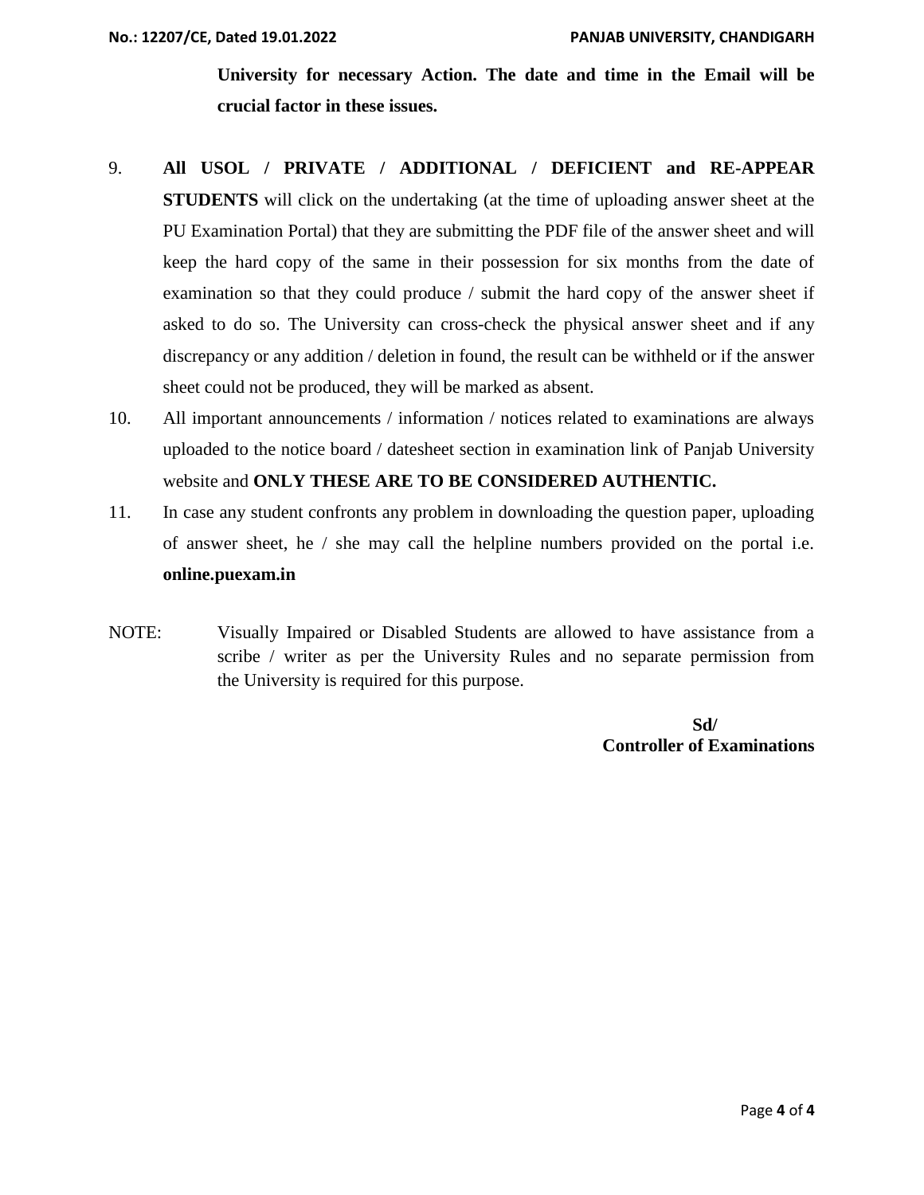**University for necessary Action. The date and time in the Email will be crucial factor in these issues.**

9. **All USOL / PRIVATE / ADDITIONAL / DEFICIENT and RE-APPEAR STUDENTS** will click on the undertaking (at the time of uploading answer sheet at the PU Examination Portal) that they are submitting the PDF file of the answer sheet and will keep the hard copy of the same in their possession for six months from the date of examination so that they could produce / submit the hard copy of the answer sheet if asked to do so. The University can cross-check the physical answer sheet and if any discrepancy or any addition / deletion in found, the result can be withheld or if the answer sheet could not be produced, they will be marked as absent.
10. All important announcements / information / notices related to examinations are always uploaded to the notice board / datesheet section in examination link of Panjab University website and **ONLY THESE ARE TO BE CONSIDERED AUTHENTIC.**
11. In case any student confronts any problem in downloading the question paper, uploading of answer sheet, he / she may call the helpline numbers provided on the portal i.e. **online.puexam.in**

NOTE: Visually Impaired or Disabled Students are allowed to have assistance from a scribe / writer as per the University Rules and no separate permission from the University is required for this purpose.

**Sd/**
**Controller of Examinations**